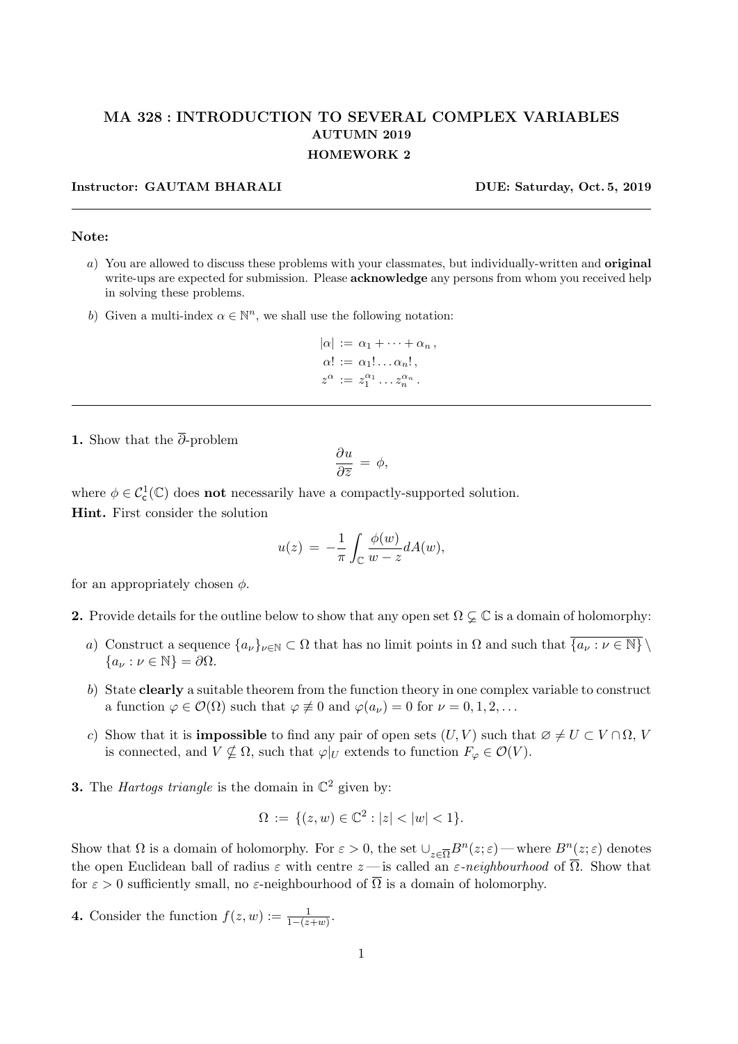# MA 328 : INTRODUCTION TO SEVERAL COMPLEX VARIABLES

## AUTUMN 2019

## HOMEWORK 2

**Instructor: GAUTAM BHARALI** **DUE: Saturday, Oct. 5, 2019**

---

**Note:**

*a)* You are allowed to discuss these problems with your classmates, but individually-written and **original** write-ups are expected for submission. Please **acknowledge** any persons from whom you received help in solving these problems.

*b)* Given a multi-index $\alpha \in \mathbb{N}^n$, we shall use the following notation:

$$|\alpha| := \alpha_1 + \cdots + \alpha_n \,,$$
$$\alpha! := \alpha_1! \ldots \alpha_n! \,,$$
$$z^\alpha := z_1^{\alpha_1} \ldots z_n^{\alpha_n} \,.$$

---

**1.** Show that the $\overline{\partial}$-problem

$$\frac{\partial u}{\partial \overline{z}} = \phi,$$

where $\phi \in \mathcal{C}^1_{\mathsf{c}}(\mathbb{C})$ does **not** necessarily have a compactly-supported solution.

**Hint.** First consider the solution

$$u(z) = -\frac{1}{\pi} \int_{\mathbb{C}} \frac{\phi(w)}{w - z} dA(w),$$

for an appropriately chosen $\phi$.

**2.** Provide details for the outline below to show that any open set $\Omega \subsetneq \mathbb{C}$ is a domain of holomorphy:

*a)* Construct a sequence $\{a_\nu\}_{\nu \in \mathbb{N}} \subset \Omega$ that has no limit points in $\Omega$ and such that $\overline{\{a_\nu : \nu \in \mathbb{N}\}} \setminus \{a_\nu : \nu \in \mathbb{N}\} = \partial\Omega$.

*b)* State **clearly** a suitable theorem from the function theory in one complex variable to construct a function $\varphi \in \mathcal{O}(\Omega)$ such that $\varphi \not\equiv 0$ and $\varphi(a_\nu) = 0$ for $\nu = 0, 1, 2, \ldots$

*c)* Show that it is **impossible** to find any pair of open sets $(U, V)$ such that $\varnothing \neq U \subset V \cap \Omega$, $V$ is connected, and $V \not\subseteq \Omega$, such that $\varphi|_U$ extends to function $F_\varphi \in \mathcal{O}(V)$.

**3.** The *Hartogs triangle* is the domain in $\mathbb{C}^2$ given by:

$$\Omega := \{(z, w) \in \mathbb{C}^2 : |z| < |w| < 1\}.$$

Show that $\Omega$ is a domain of holomorphy. For $\varepsilon > 0$, the set $\cup_{z \in \overline{\Omega}} B^n(z; \varepsilon)$ — where $B^n(z; \varepsilon)$ denotes the open Euclidean ball of radius $\varepsilon$ with centre $z$ — is called an *$\varepsilon$-neighbourhood* of $\overline{\Omega}$. Show that for $\varepsilon > 0$ sufficiently small, no $\varepsilon$-neighbourhood of $\overline{\Omega}$ is a domain of holomorphy.

**4.** Consider the function $f(z, w) := \frac{1}{1-(z+w)}$.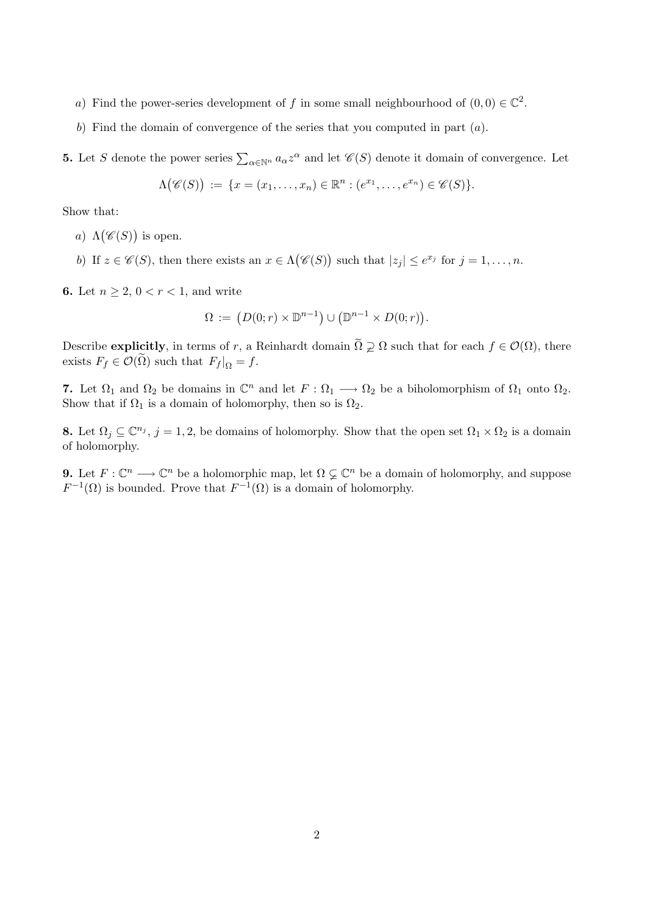*a)* Find the power-series development of $f$ in some small neighbourhood of $(0,0) \in \mathbb{C}^2$.

*b)* Find the domain of convergence of the series that you computed in part *(a)*.

**5.** Let $S$ denote the power series $\sum_{\alpha \in \mathbb{N}^n} a_\alpha z^\alpha$ and let $\mathscr{C}(S)$ denote it domain of convergence. Let

$$\Lambda\big(\mathscr{C}(S)\big) := \{x = (x_1, \dots, x_n) \in \mathbb{R}^n : (e^{x_1}, \dots, e^{x_n}) \in \mathscr{C}(S)\}.$$

Show that:

*a)* $\Lambda\big(\mathscr{C}(S)\big)$ is open.

*b)* If $z \in \mathscr{C}(S)$, then there exists an $x \in \Lambda\big(\mathscr{C}(S)\big)$ such that $|z_j| \leq e^{x_j}$ for $j = 1, \dots, n$.

**6.** Let $n \geq 2$, $0 < r < 1$, and write

$$\Omega := \big(D(0; r) \times \mathbb{D}^{n-1}\big) \cup \big(\mathbb{D}^{n-1} \times D(0; r)\big).$$

Describe **explicitly**, in terms of $r$, a Reinhardt domain $\widetilde{\Omega} \supsetneq \Omega$ such that for each $f \in \mathcal{O}(\Omega)$, there exists $F_f \in \mathcal{O}(\widetilde{\Omega})$ such that $F_f|_\Omega = f$.

**7.** Let $\Omega_1$ and $\Omega_2$ be domains in $\mathbb{C}^n$ and let $F : \Omega_1 \longrightarrow \Omega_2$ be a biholomorphism of $\Omega_1$ onto $\Omega_2$. Show that if $\Omega_1$ is a domain of holomorphy, then so is $\Omega_2$.

**8.** Let $\Omega_j \subseteq \mathbb{C}^{n_j}$, $j = 1, 2$, be domains of holomorphy. Show that the open set $\Omega_1 \times \Omega_2$ is a domain of holomorphy.

**9.** Let $F : \mathbb{C}^n \longrightarrow \mathbb{C}^n$ be a holomorphic map, let $\Omega \subsetneq \mathbb{C}^n$ be a domain of holomorphy, and suppose $F^{-1}(\Omega)$ is bounded. Prove that $F^{-1}(\Omega)$ is a domain of holomorphy.